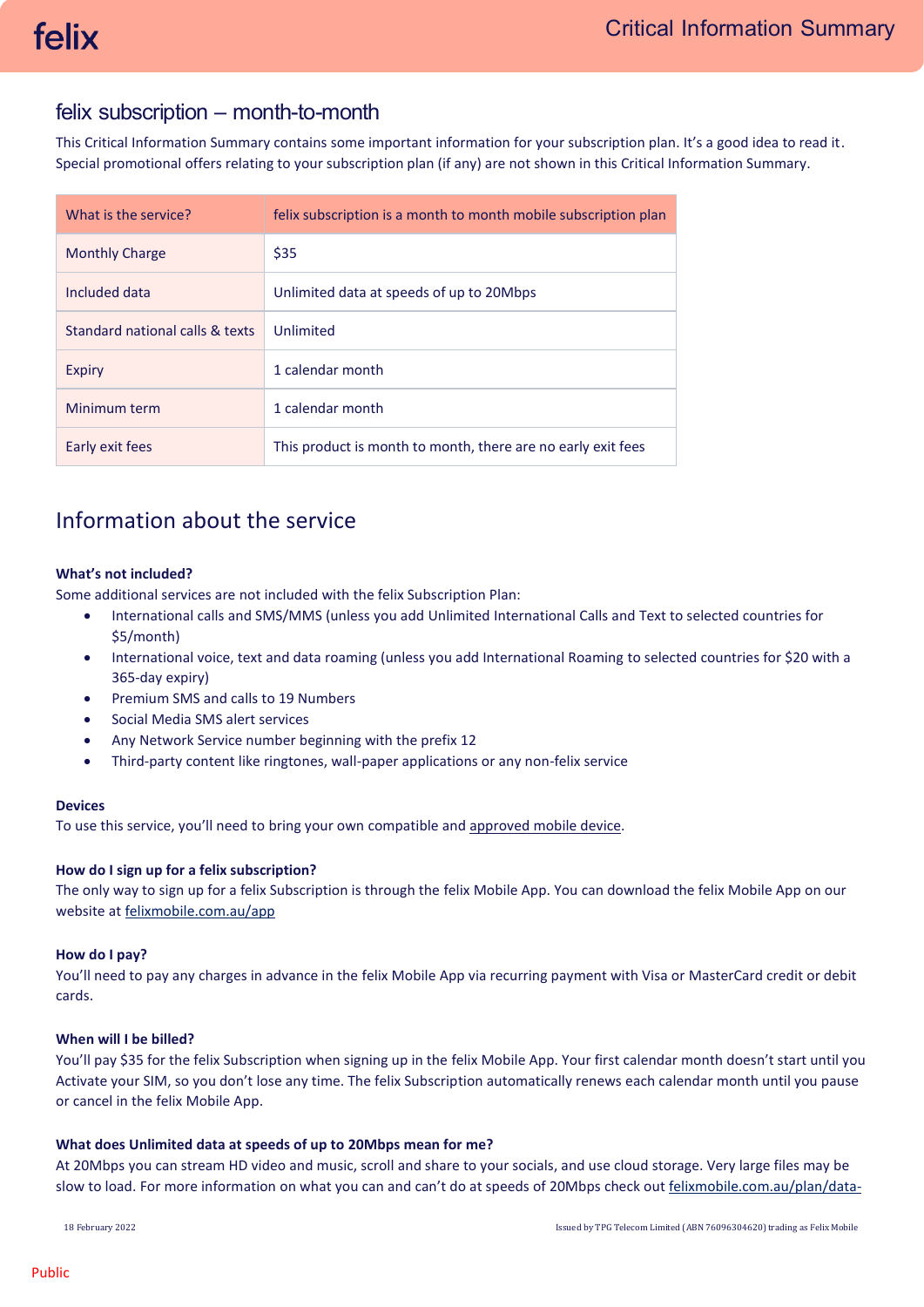felix

# Critical Information Summary

## felix subscription – month-to-month

This Critical Information Summary contains some important information for your subscription plan. It's a good idea to read it. Special promotional offers relating to your subscription plan (if any) are not shown in this Critical Information Summary.

| What is the service? | felix subscription is a month to month mobile subscription plan |
|---|---|
| Monthly Charge | $35 |
| Included data | Unlimited data at speeds of up to 20Mbps |
| Standard national calls & texts | Unlimited |
| Expiry | 1 calendar month |
| Minimum term | 1 calendar month |
| Early exit fees | This product is month to month, there are no early exit fees |

## Information about the service

**What's not included?**

Some additional services are not included with the felix Subscription Plan:

- International calls and SMS/MMS (unless you add Unlimited International Calls and Text to selected countries for $5/month)
- International voice, text and data roaming (unless you add International Roaming to selected countries for $20 with a 365-day expiry)
- Premium SMS and calls to 19 Numbers
- Social Media SMS alert services
- Any Network Service number beginning with the prefix 12
- Third-party content like ringtones, wall-paper applications or any non-felix service

**Devices**

To use this service, you'll need to bring your own compatible and approved mobile device.

**How do I sign up for a felix subscription?**

The only way to sign up for a felix Subscription is through the felix Mobile App. You can download the felix Mobile App on our website at felixmobile.com.au/app

**How do I pay?**

You'll need to pay any charges in advance in the felix Mobile App via recurring payment with Visa or MasterCard credit or debit cards.

**When will I be billed?**

You'll pay $35 for the felix Subscription when signing up in the felix Mobile App. Your first calendar month doesn't start until you Activate your SIM, so you don't lose any time. The felix Subscription automatically renews each calendar month until you pause or cancel in the felix Mobile App.

**What does Unlimited data at speeds of up to 20Mbps mean for me?**

At 20Mbps you can stream HD video and music, scroll and share to your socials, and use cloud storage. Very large files may be slow to load. For more information on what you can and can't do at speeds of 20Mbps check out felixmobile.com.au/plan/data-

18 February 2022

Issued by TPG Telecom Limited (ABN 76096304620) trading as Felix Mobile

Public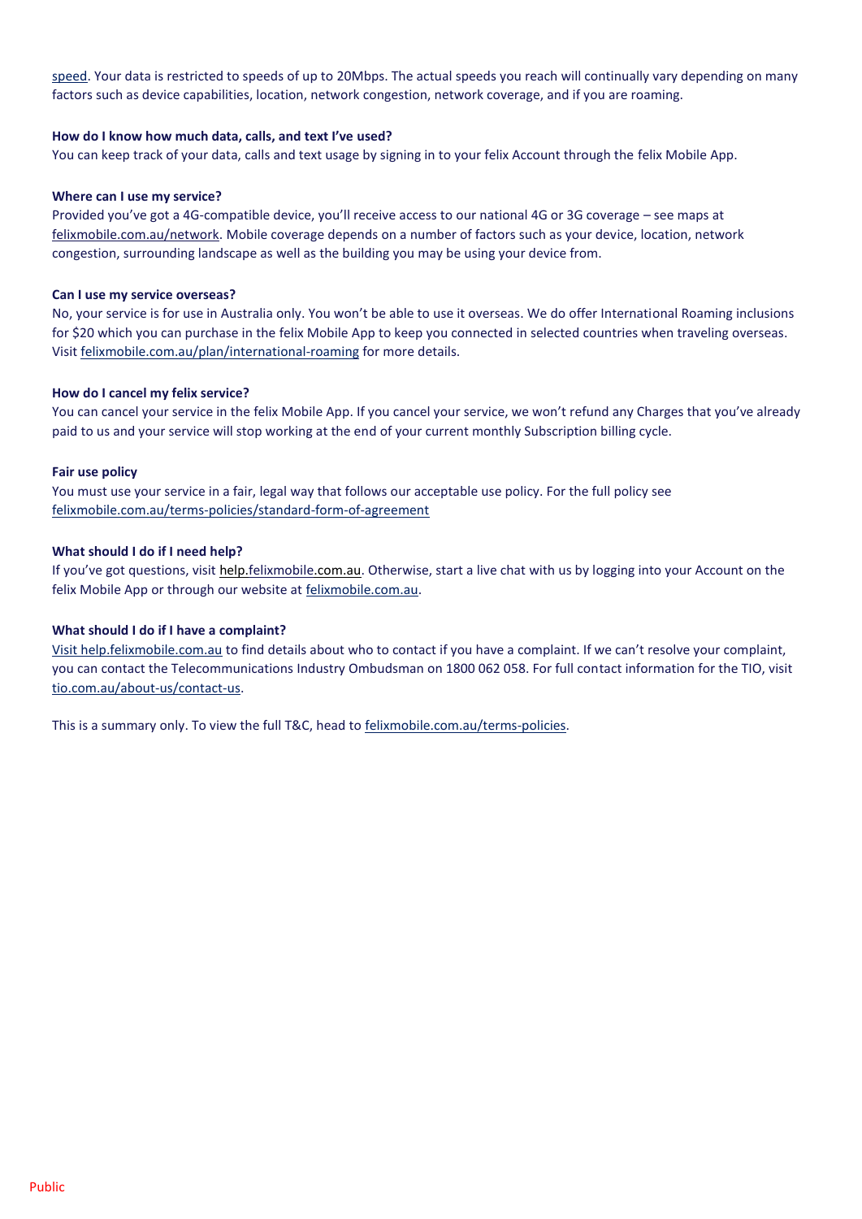speed. Your data is restricted to speeds of up to 20Mbps. The actual speeds you reach will continually vary depending on many factors such as device capabilities, location, network congestion, network coverage, and if you are roaming.

**How do I know how much data, calls, and text I've used?**

You can keep track of your data, calls and text usage by signing in to your felix Account through the felix Mobile App.

**Where can I use my service?**

Provided you've got a 4G-compatible device, you'll receive access to our national 4G or 3G coverage – see maps at felixmobile.com.au/network. Mobile coverage depends on a number of factors such as your device, location, network congestion, surrounding landscape as well as the building you may be using your device from.

**Can I use my service overseas?**

No, your service is for use in Australia only. You won't be able to use it overseas. We do offer International Roaming inclusions for $20 which you can purchase in the felix Mobile App to keep you connected in selected countries when traveling overseas. Visit felixmobile.com.au/plan/international-roaming for more details.

**How do I cancel my felix service?**

You can cancel your service in the felix Mobile App. If you cancel your service, we won't refund any Charges that you've already paid to us and your service will stop working at the end of your current monthly Subscription billing cycle.

**Fair use policy**

You must use your service in a fair, legal way that follows our acceptable use policy. For the full policy see felixmobile.com.au/terms-policies/standard-form-of-agreement

**What should I do if I need help?**

If you've got questions, visit help.felixmobile.com.au. Otherwise, start a live chat with us by logging into your Account on the felix Mobile App or through our website at felixmobile.com.au.

**What should I do if I have a complaint?**

Visit help.felixmobile.com.au to find details about who to contact if you have a complaint. If we can't resolve your complaint, you can contact the Telecommunications Industry Ombudsman on 1800 062 058. For full contact information for the TIO, visit tio.com.au/about-us/contact-us.

This is a summary only. To view the full T&C, head to felixmobile.com.au/terms-policies.